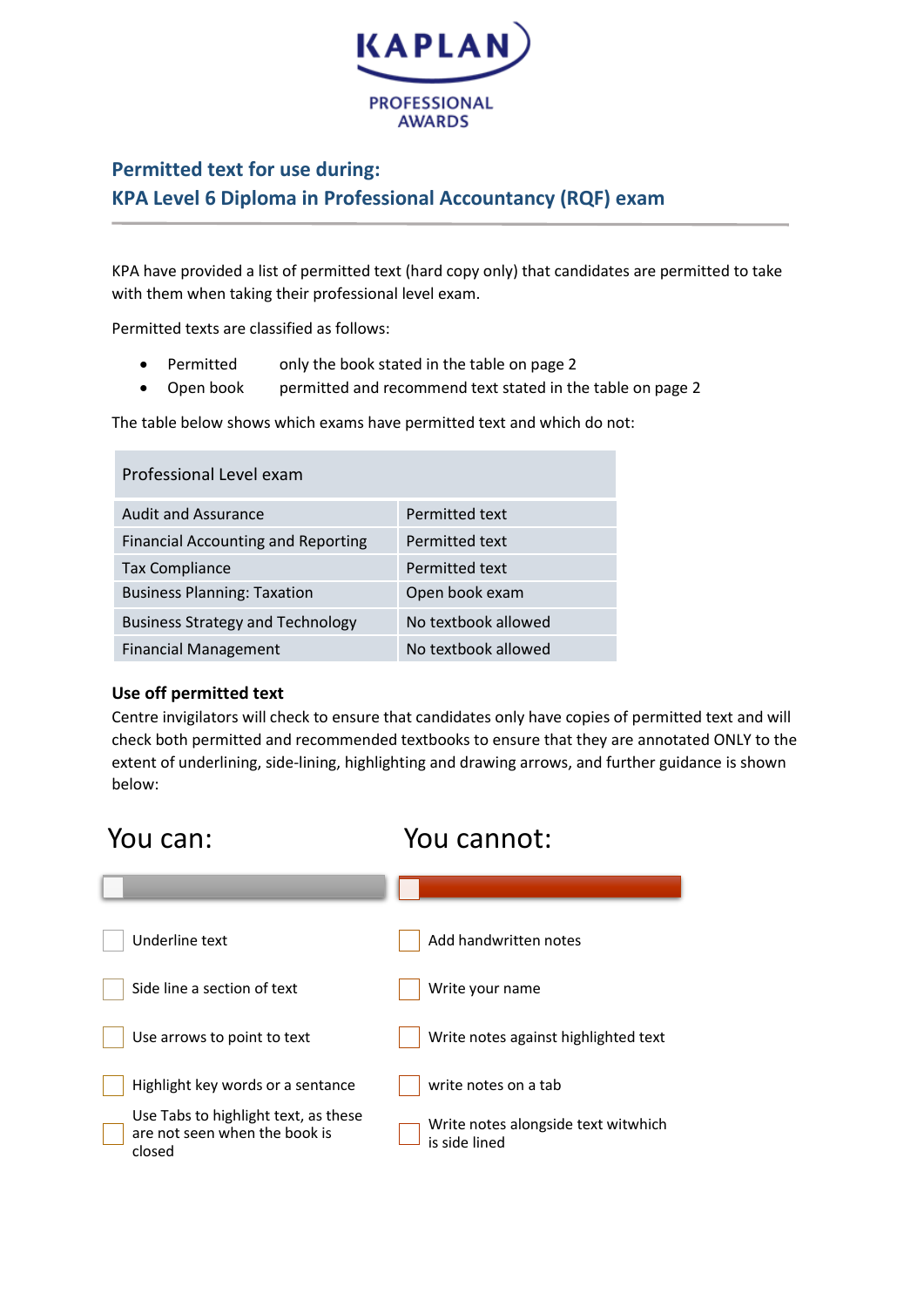KAPLAN

PROFESSIONAL AWARDS

## Permitted text for use during:
## KPA Level 6 Diploma in Professional Accountancy (RQF) exam

KPA have provided a list of permitted text (hard copy only) that candidates are permitted to take with them when taking their professional level exam.

Permitted texts are classified as follows:

- Permitted only the book stated in the table on page 2
- Open book permitted and recommend text stated in the table on page 2

The table below shows which exams have permitted text and which do not:

| Professional Level exam | |
|---|---|
| Audit and Assurance | Permitted text |
| Financial Accounting and Reporting | Permitted text |
| Tax Compliance | Permitted text |
| Business Planning: Taxation | Open book exam |
| Business Strategy and Technology | No textbook allowed |
| Financial Management | No textbook allowed |

**Use off permitted text**

Centre invigilators will check to ensure that candidates only have copies of permitted text and will check both permitted and recommended textbooks to ensure that they are annotated ONLY to the extent of underlining, side-lining, highlighting and drawing arrows, and further guidance is shown below:

| You can: | You cannot: |
|---|---|
| Underline text | Add handwritten notes |
| Side line a section of text | Write your name |
| Use arrows to point to text | Write notes against highlighted text |
| Highlight key words or a sentance | write notes on a tab |
| Use Tabs to highlight text, as these are not seen when the book is closed | Write notes alongside text witwhich is side lined |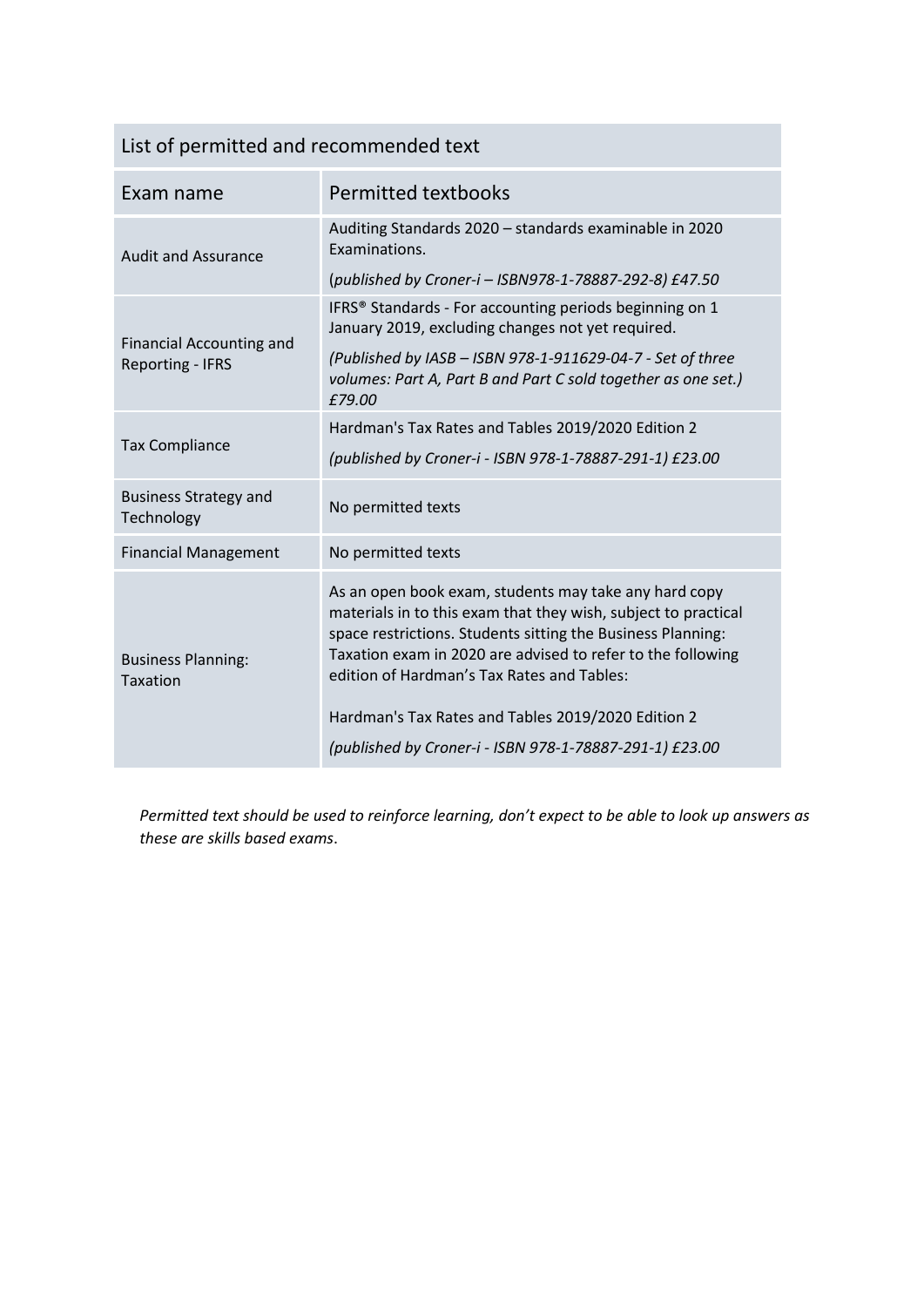| List of permitted and recommended text | |
|---|---|
| **Exam name** | **Permitted textbooks** |
| Audit and Assurance | Auditing Standards 2020 – standards examinable in 2020 Examinations.<br><br>*(published by Croner-i – ISBN978-1-78887-292-8) £47.50* |
| Financial Accounting and Reporting - IFRS | IFRS® Standards - For accounting periods beginning on 1 January 2019, excluding changes not yet required.<br><br>*(Published by IASB – ISBN 978-1-911629-04-7 - Set of three volumes: Part A, Part B and Part C sold together as one set.) £79.00* |
| Tax Compliance | Hardman's Tax Rates and Tables 2019/2020 Edition 2<br><br>*(published by Croner-i - ISBN 978-1-78887-291-1) £23.00* |
| Business Strategy and Technology | No permitted texts |
| Financial Management | No permitted texts |
| Business Planning: Taxation | As an open book exam, students may take any hard copy materials in to this exam that they wish, subject to practical space restrictions. Students sitting the Business Planning: Taxation exam in 2020 are advised to refer to the following edition of Hardman's Tax Rates and Tables:<br><br>Hardman's Tax Rates and Tables 2019/2020 Edition 2<br><br>*(published by Croner-i - ISBN 978-1-78887-291-1) £23.00* |

*Permitted text should be used to reinforce learning, don't expect to be able to look up answers as these are skills based exams*.